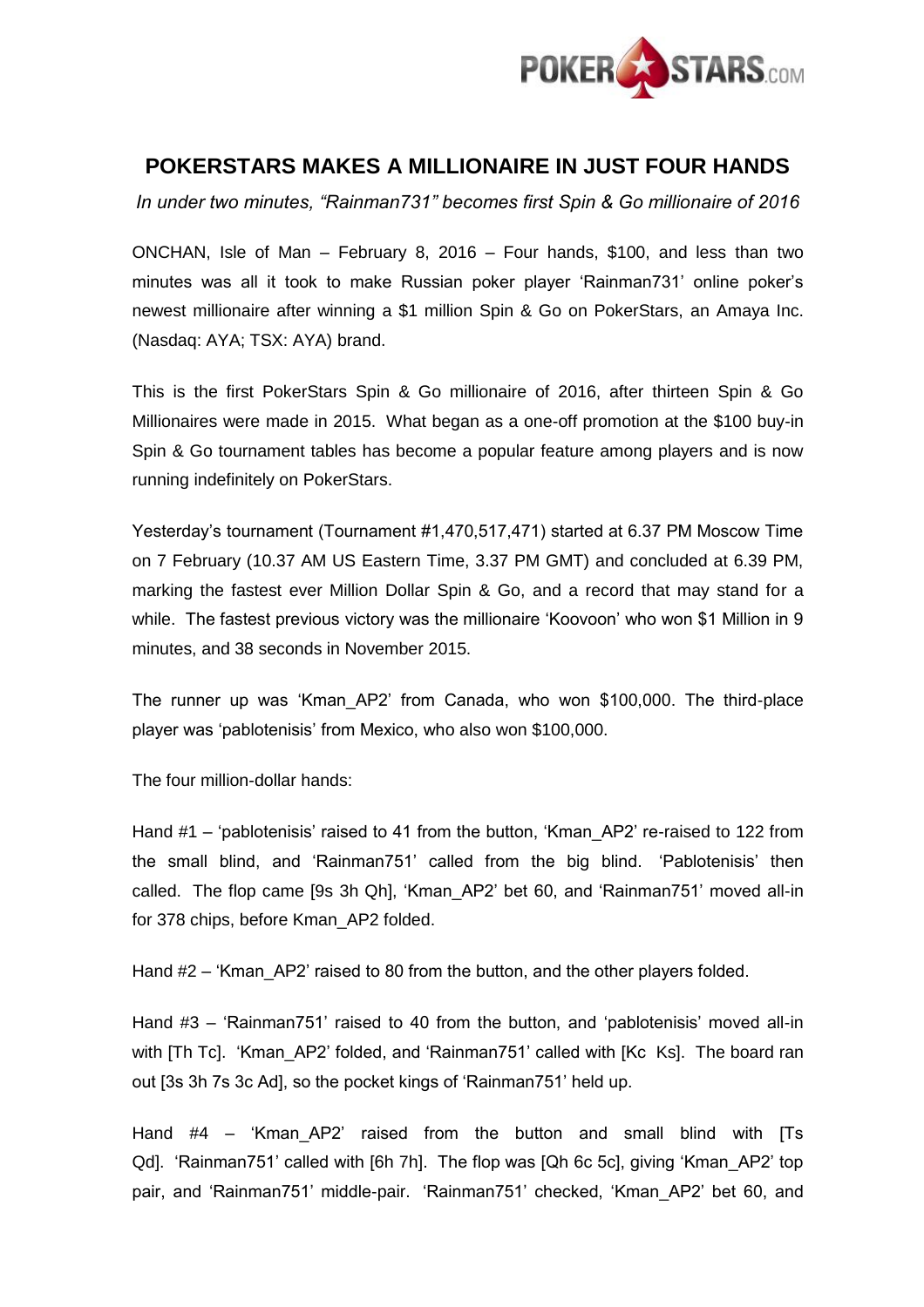# POKERSTARS MAKES A MILLIONAIRE IN JUST FOUR HANDS

*In under two minutes, "Rainman731" becomes first Spin & Go millionaire of 2016*

ONCHAN, Isle of Man – February 8, 2016 – Four hands, $100, and less than two minutes was all it took to make Russian poker player 'Rainman731' online poker's newest millionaire after winning a $1 million Spin & Go on PokerStars, an Amaya Inc. (Nasdaq: AYA; TSX: AYA) brand.

This is the first PokerStars Spin & Go millionaire of 2016, after thirteen Spin & Go Millionaires were made in 2015. What began as a one-off promotion at the $100 buy-in Spin & Go tournament tables has become a popular feature among players and is now running indefinitely on PokerStars.

Yesterday's tournament (Tournament #1,470,517,471) started at 6.37 PM Moscow Time on 7 February (10.37 AM US Eastern Time, 3.37 PM GMT) and concluded at 6.39 PM, marking the fastest ever Million Dollar Spin & Go, and a record that may stand for a while. The fastest previous victory was the millionaire 'Koovoon' who won $1 Million in 9 minutes, and 38 seconds in November 2015.

The runner up was 'Kman_AP2' from Canada, who won $100,000. The third-place player was 'pablotenisis' from Mexico, who also won $100,000.

The four million-dollar hands:

Hand #1 – 'pablotenisis' raised to 41 from the button, 'Kman_AP2' re-raised to 122 from the small blind, and 'Rainman751' called from the big blind. 'Pablotenisis' then called. The flop came [9s 3h Qh], 'Kman_AP2' bet 60, and 'Rainman751' moved all-in for 378 chips, before Kman_AP2 folded.

Hand #2 – 'Kman_AP2' raised to 80 from the button, and the other players folded.

Hand #3 – 'Rainman751' raised to 40 from the button, and 'pablotenisis' moved all-in with [Th Tc]. 'Kman_AP2' folded, and 'Rainman751' called with [Kc Ks]. The board ran out [3s 3h 7s 3c Ad], so the pocket kings of 'Rainman751' held up.

Hand #4 – 'Kman_AP2' raised from the button and small blind with [Ts Qd]. 'Rainman751' called with [6h 7h]. The flop was [Qh 6c 5c], giving 'Kman_AP2' top pair, and 'Rainman751' middle-pair. 'Rainman751' checked, 'Kman_AP2' bet 60, and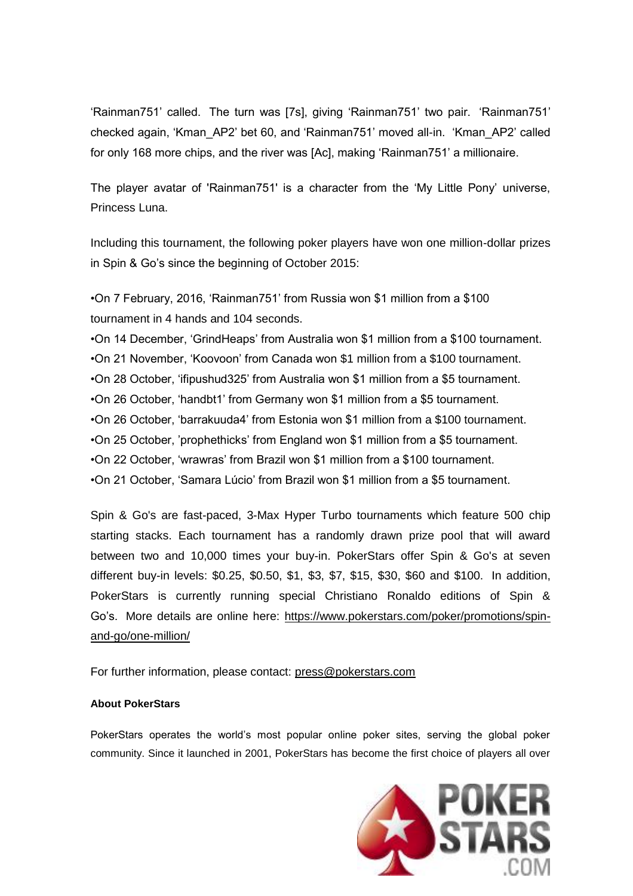'Rainman751' called. The turn was [7s], giving 'Rainman751' two pair. 'Rainman751' checked again, 'Kman_AP2' bet 60, and 'Rainman751' moved all-in. 'Kman_AP2' called for only 168 more chips, and the river was [Ac], making 'Rainman751' a millionaire.

The player avatar of 'Rainman751' is a character from the 'My Little Pony' universe, Princess Luna.

Including this tournament, the following poker players have won one million-dollar prizes in Spin & Go's since the beginning of October 2015:

- On 7 February, 2016, 'Rainman751' from Russia won $1 million from a $100 tournament in 4 hands and 104 seconds.
- On 14 December, 'GrindHeaps' from Australia won $1 million from a $100 tournament.
- On 21 November, 'Koovoon' from Canada won $1 million from a $100 tournament.
- On 28 October, 'ifipushud325' from Australia won $1 million from a $5 tournament.
- On 26 October, 'handbt1' from Germany won $1 million from a $5 tournament.
- On 26 October, 'barrakuuda4' from Estonia won $1 million from a $100 tournament.
- On 25 October, 'prophethicks' from England won $1 million from a $5 tournament.
- On 22 October, 'wrawras' from Brazil won $1 million from a $100 tournament.
- On 21 October, 'Samara Lúcio' from Brazil won $1 million from a $5 tournament.

Spin & Go's are fast-paced, 3-Max Hyper Turbo tournaments which feature 500 chip starting stacks. Each tournament has a randomly drawn prize pool that will award between two and 10,000 times your buy-in. PokerStars offer Spin & Go's at seven different buy-in levels: $0.25, $0.50, $1, $3, $7, $15, $30, $60 and $100. In addition, PokerStars is currently running special Christiano Ronaldo editions of Spin & Go's. More details are online here: https://www.pokerstars.com/poker/promotions/spin-and-go/one-million/

For further information, please contact: press@pokerstars.com

**About PokerStars**

PokerStars operates the world's most popular online poker sites, serving the global poker community. Since it launched in 2001, PokerStars has become the first choice of players all over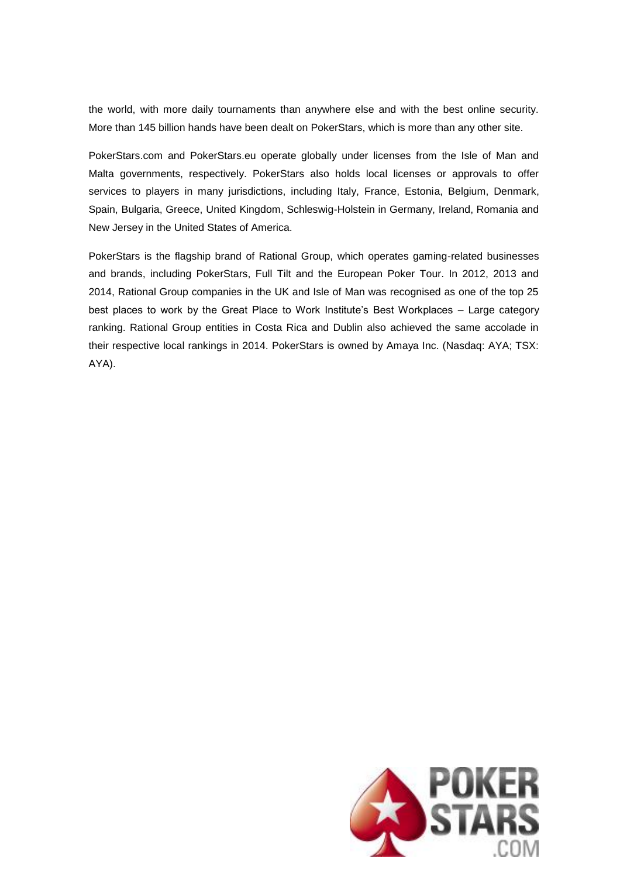the world, with more daily tournaments than anywhere else and with the best online security. More than 145 billion hands have been dealt on PokerStars, which is more than any other site.

PokerStars.com and PokerStars.eu operate globally under licenses from the Isle of Man and Malta governments, respectively. PokerStars also holds local licenses or approvals to offer services to players in many jurisdictions, including Italy, France, Estonia, Belgium, Denmark, Spain, Bulgaria, Greece, United Kingdom, Schleswig-Holstein in Germany, Ireland, Romania and New Jersey in the United States of America.

PokerStars is the flagship brand of Rational Group, which operates gaming-related businesses and brands, including PokerStars, Full Tilt and the European Poker Tour. In 2012, 2013 and 2014, Rational Group companies in the UK and Isle of Man was recognised as one of the top 25 best places to work by the Great Place to Work Institute's Best Workplaces – Large category ranking. Rational Group entities in Costa Rica and Dublin also achieved the same accolade in their respective local rankings in 2014. PokerStars is owned by Amaya Inc. (Nasdaq: AYA; TSX: AYA).